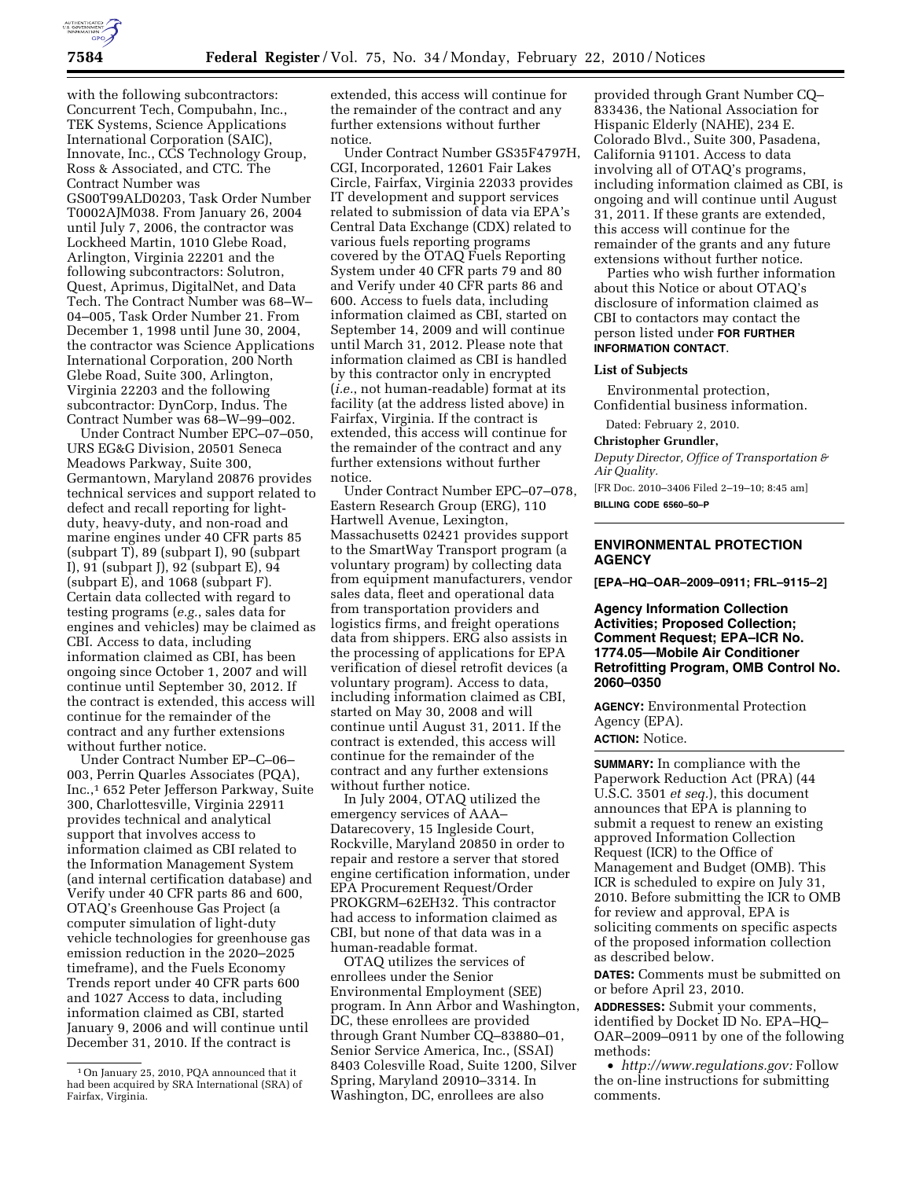with the following subcontractors: Concurrent Tech, Compubahn, Inc., TEK Systems, Science Applications International Corporation (SAIC), Innovate, Inc., CCS Technology Group, Ross & Associated, and CTC. The Contract Number was GS00T99ALD0203, Task Order Number T0002AJM038. From January 26, 2004 until July 7, 2006, the contractor was Lockheed Martin, 1010 Glebe Road, Arlington, Virginia 22201 and the following subcontractors: Solutron, Quest, Aprimus, DigitalNet, and Data Tech. The Contract Number was 68–W–04–005, Task Order Number 21. From December 1, 1998 until June 30, 2004, the contractor was Science Applications International Corporation, 200 North Glebe Road, Suite 300, Arlington, Virginia 22203 and the following subcontractor: DynCorp, Indus. The Contract Number was 68–W–99–002.

Under Contract Number EPC–07–050, URS EG&G Division, 20501 Seneca Meadows Parkway, Suite 300, Germantown, Maryland 20876 provides technical services and support related to defect and recall reporting for light-duty, heavy-duty, and non-road and marine engines under 40 CFR parts 85 (subpart T), 89 (subpart I), 90 (subpart I), 91 (subpart J), 92 (subpart E), 94 (subpart E), and 1068 (subpart F). Certain data collected with regard to testing programs (*e.g.*, sales data for engines and vehicles) may be claimed as CBI. Access to data, including information claimed as CBI, has been ongoing since October 1, 2007 and will continue until September 30, 2012. If the contract is extended, this access will continue for the remainder of the contract and any further extensions without further notice.

Under Contract Number EP–C–06–003, Perrin Quarles Associates (PQA), Inc.,[1] 652 Peter Jefferson Parkway, Suite 300, Charlottesville, Virginia 22911 provides technical and analytical support that involves access to information claimed as CBI related to the Information Management System (and internal certification database) and Verify under 40 CFR parts 86 and 600, OTAQ's Greenhouse Gas Project (a computer simulation of light-duty vehicle technologies for greenhouse gas emission reduction in the 2020–2025 timeframe), and the Fuels Economy Trends report under 40 CFR parts 600 and 1027 Access to data, including information claimed as CBI, started January 9, 2006 and will continue until December 31, 2010. If the contract is extended, this access will continue for the remainder of the contract and any further extensions without further notice.

Under Contract Number GS35F4797H, CGI, Incorporated, 12601 Fair Lakes Circle, Fairfax, Virginia 22033 provides IT development and support services related to submission of data via EPA's Central Data Exchange (CDX) related to various fuels reporting programs covered by the OTAQ Fuels Reporting System under 40 CFR parts 79 and 80 and Verify under 40 CFR parts 86 and 600. Access to fuels data, including information claimed as CBI, started on September 14, 2009 and will continue until March 31, 2012. Please note that information claimed as CBI is handled by this contractor only in encrypted (*i.e.*, not human-readable) format at its facility (at the address listed above) in Fairfax, Virginia. If the contract is extended, this access will continue for the remainder of the contract and any further extensions without further notice.

Under Contract Number EPC–07–078, Eastern Research Group (ERG), 110 Hartwell Avenue, Lexington, Massachusetts 02421 provides support to the SmartWay Transport program (a voluntary program) by collecting data from equipment manufacturers, vendor sales data, fleet and operational data from transportation providers and logistics firms, and freight operations data from shippers. ERG also assists in the processing of applications for EPA verification of diesel retrofit devices (a voluntary program). Access to data, including information claimed as CBI, started on May 30, 2008 and will continue until August 31, 2011. If the contract is extended, this access will continue for the remainder of the contract and any further extensions without further notice.

In July 2004, OTAQ utilized the emergency services of AAA–Datarecovery, 15 Ingleside Court, Rockville, Maryland 20850 in order to repair and restore a server that stored engine certification information, under EPA Procurement Request/Order PROKGRM–62EH32. This contractor had access to information claimed as CBI, but none of that data was in a human-readable format.

OTAQ utilizes the services of enrollees under the Senior Environmental Employment (SEE) program. In Ann Arbor and Washington, DC, these enrollees are provided through Grant Number CQ–83880–01, Senior Service America, Inc., (SSAI) 8403 Colesville Road, Suite 1200, Silver Spring, Maryland 20910–3314. In Washington, DC, enrollees are also provided through Grant Number CQ–833436, the National Association for Hispanic Elderly (NAHE), 234 E. Colorado Blvd., Suite 300, Pasadena, California 91101. Access to data involving all of OTAQ's programs, including information claimed as CBI, is ongoing and will continue until August 31, 2011. If these grants are extended, this access will continue for the remainder of the grants and any future extensions without further notice.

Parties who wish further information about this Notice or about OTAQ's disclosure of information claimed as CBI to contactors may contact the person listed under **FOR FURTHER INFORMATION CONTACT**.

**List of Subjects**

Environmental protection, Confidential business information.

Dated: February 2, 2010.

**Christopher Grundler,**

*Deputy Director, Office of Transportation & Air Quality.*

[FR Doc. 2010–3406 Filed 2–19–10; 8:45 am]

**BILLING CODE 6560–50–P**

[1] On January 25, 2010, PQA announced that it had been acquired by SRA International (SRA) of Fairfax, Virginia.

---

## ENVIRONMENTAL PROTECTION AGENCY

**[EPA–HQ–OAR–2009–0911; FRL–9115–2]**

### Agency Information Collection Activities; Proposed Collection; Comment Request; EPA–ICR No. 1774.05—Mobile Air Conditioner Retrofitting Program, OMB Control No. 2060–0350

**AGENCY:** Environmental Protection Agency (EPA).

**ACTION:** Notice.

**SUMMARY:** In compliance with the Paperwork Reduction Act (PRA) (44 U.S.C. 3501 *et seq.*), this document announces that EPA is planning to submit a request to renew an existing approved Information Collection Request (ICR) to the Office of Management and Budget (OMB). This ICR is scheduled to expire on July 31, 2010. Before submitting the ICR to OMB for review and approval, EPA is soliciting comments on specific aspects of the proposed information collection as described below.

**DATES:** Comments must be submitted on or before April 23, 2010.

**ADDRESSES:** Submit your comments, identified by Docket ID No. EPA–HQ–OAR–2009–0911 by one of the following methods:

- *http://www.regulations.gov:* Follow the on-line instructions for submitting comments.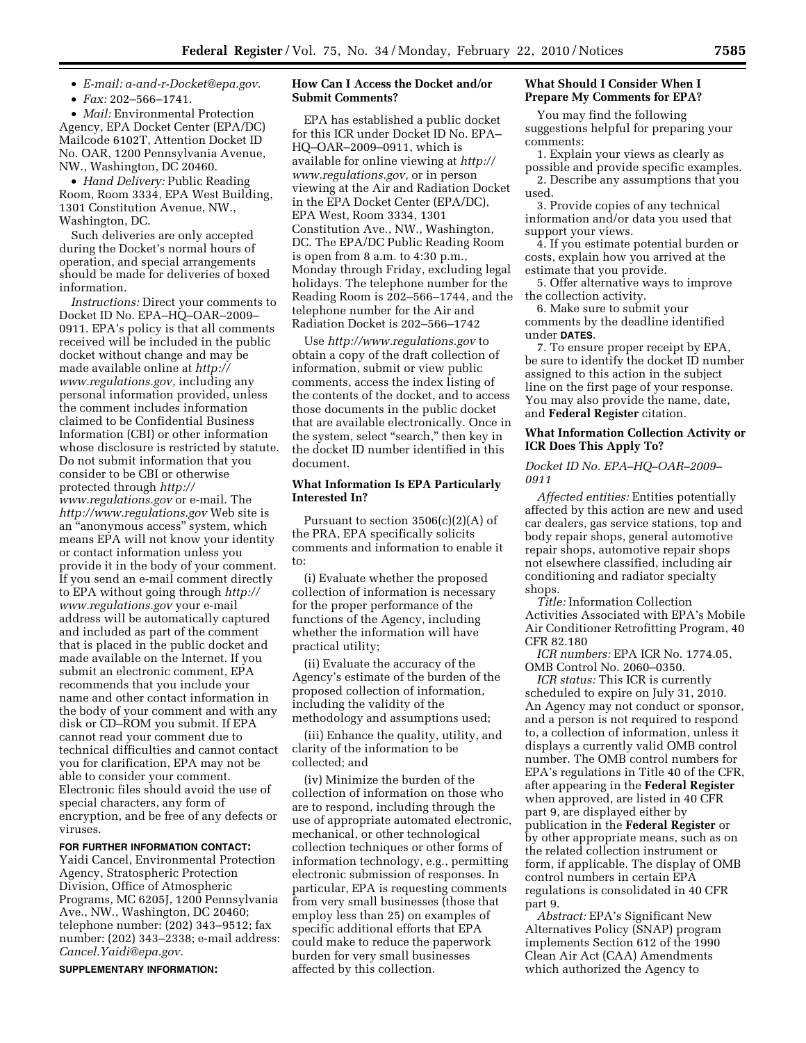- *E-mail: a-and-r-Docket@epa.gov.*
- *Fax:* 202–566–1741.
- *Mail:* Environmental Protection Agency, EPA Docket Center (EPA/DC) Mailcode 6102T, Attention Docket ID No. OAR, 1200 Pennsylvania Avenue, NW., Washington, DC 20460.
- *Hand Delivery:* Public Reading Room, Room 3334, EPA West Building, 1301 Constitution Avenue, NW., Washington, DC.

Such deliveries are only accepted during the Docket's normal hours of operation, and special arrangements should be made for deliveries of boxed information.

*Instructions:* Direct your comments to Docket ID No. EPA–HQ–OAR–2009–0911. EPA's policy is that all comments received will be included in the public docket without change and may be made available online at *http://www.regulations.gov,* including any personal information provided, unless the comment includes information claimed to be Confidential Business Information (CBI) or other information whose disclosure is restricted by statute. Do not submit information that you consider to be CBI or otherwise protected through *http://www.regulations.gov* or e-mail. The *http://www.regulations.gov* Web site is an "anonymous access" system, which means EPA will not know your identity or contact information unless you provide it in the body of your comment. If you send an e-mail comment directly to EPA without going through *http://www.regulations.gov* your e-mail address will be automatically captured and included as part of the comment that is placed in the public docket and made available on the Internet. If you submit an electronic comment, EPA recommends that you include your name and other contact information in the body of your comment and with any disk or CD–ROM you submit. If EPA cannot read your comment due to technical difficulties and cannot contact you for clarification, EPA may not be able to consider your comment. Electronic files should avoid the use of special characters, any form of encryption, and be free of any defects or viruses.

**FOR FURTHER INFORMATION CONTACT:** Yaidi Cancel, Environmental Protection Agency, Stratospheric Protection Division, Office of Atmospheric Programs, MC 6205J, 1200 Pennsylvania Ave., NW., Washington, DC 20460; telephone number: (202) 343–9512; fax number: (202) 343–2338; e-mail address: *Cancel.Yaidi@epa.gov.*

**SUPPLEMENTARY INFORMATION:**

### How Can I Access the Docket and/or Submit Comments?

EPA has established a public docket for this ICR under Docket ID No. EPA–HQ–OAR–2009–0911, which is available for online viewing at *http://www.regulations.gov,* or in person viewing at the Air and Radiation Docket in the EPA Docket Center (EPA/DC), EPA West, Room 3334, 1301 Constitution Ave., NW., Washington, DC. The EPA/DC Public Reading Room is open from 8 a.m. to 4:30 p.m., Monday through Friday, excluding legal holidays. The telephone number for the Reading Room is 202–566–1744, and the telephone number for the Air and Radiation Docket is 202–566–1742

Use *http://www.regulations.gov* to obtain a copy of the draft collection of information, submit or view public comments, access the index listing of the contents of the docket, and to access those documents in the public docket that are available electronically. Once in the system, select "search," then key in the docket ID number identified in this document.

### What Information Is EPA Particularly Interested In?

Pursuant to section 3506(c)(2)(A) of the PRA, EPA specifically solicits comments and information to enable it to:

(i) Evaluate whether the proposed collection of information is necessary for the proper performance of the functions of the Agency, including whether the information will have practical utility;

(ii) Evaluate the accuracy of the Agency's estimate of the burden of the proposed collection of information, including the validity of the methodology and assumptions used;

(iii) Enhance the quality, utility, and clarity of the information to be collected; and

(iv) Minimize the burden of the collection of information on those who are to respond, including through the use of appropriate automated electronic, mechanical, or other technological collection techniques or other forms of information technology, e.g., permitting electronic submission of responses. In particular, EPA is requesting comments from very small businesses (those that employ less than 25) on examples of specific additional efforts that EPA could make to reduce the paperwork burden for very small businesses affected by this collection.

### What Should I Consider When I Prepare My Comments for EPA?

You may find the following suggestions helpful for preparing your comments:

1. Explain your views as clearly as possible and provide specific examples.
2. Describe any assumptions that you used.
3. Provide copies of any technical information and/or data you used that support your views.
4. If you estimate potential burden or costs, explain how you arrived at the estimate that you provide.
5. Offer alternative ways to improve the collection activity.
6. Make sure to submit your comments by the deadline identified under **DATES**.
7. To ensure proper receipt by EPA, be sure to identify the docket ID number assigned to this action in the subject line on the first page of your response. You may also provide the name, date, and **Federal Register** citation.

### What Information Collection Activity or ICR Does This Apply To?

*Docket ID No. EPA–HQ–OAR–2009–0911*

*Affected entities:* Entities potentially affected by this action are new and used car dealers, gas service stations, top and body repair shops, general automotive repair shops, automotive repair shops not elsewhere classified, including air conditioning and radiator specialty shops.

*Title:* Information Collection Activities Associated with EPA's Mobile Air Conditioner Retrofitting Program, 40 CFR 82.180

*ICR numbers:* EPA ICR No. 1774.05, OMB Control No. 2060–0350.

*ICR status:* This ICR is currently scheduled to expire on July 31, 2010. An Agency may not conduct or sponsor, and a person is not required to respond to, a collection of information, unless it displays a currently valid OMB control number. The OMB control numbers for EPA's regulations in Title 40 of the CFR, after appearing in the **Federal Register** when approved, are listed in 40 CFR part 9, are displayed either by publication in the **Federal Register** or by other appropriate means, such as on the related collection instrument or form, if applicable. The display of OMB control numbers in certain EPA regulations is consolidated in 40 CFR part 9.

*Abstract:* EPA's Significant New Alternatives Policy (SNAP) program implements Section 612 of the 1990 Clean Air Act (CAA) Amendments which authorized the Agency to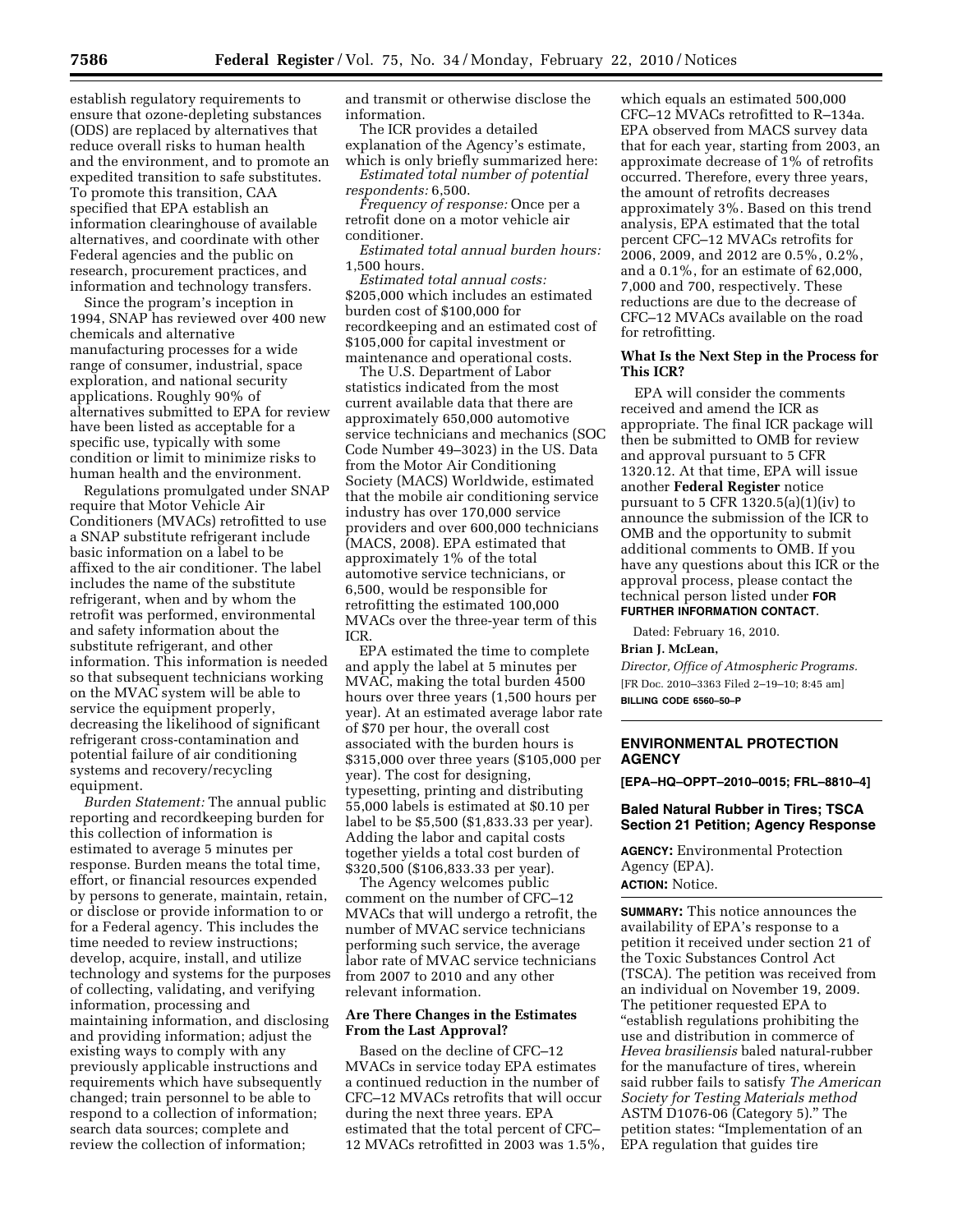establish regulatory requirements to ensure that ozone-depleting substances (ODS) are replaced by alternatives that reduce overall risks to human health and the environment, and to promote an expedited transition to safe substitutes. To promote this transition, CAA specified that EPA establish an information clearinghouse of available alternatives, and coordinate with other Federal agencies and the public on research, procurement practices, and information and technology transfers.

Since the program's inception in 1994, SNAP has reviewed over 400 new chemicals and alternative manufacturing processes for a wide range of consumer, industrial, space exploration, and national security applications. Roughly 90% of alternatives submitted to EPA for review have been listed as acceptable for a specific use, typically with some condition or limit to minimize risks to human health and the environment.

Regulations promulgated under SNAP require that Motor Vehicle Air Conditioners (MVACs) retrofitted to use a SNAP substitute refrigerant include basic information on a label to be affixed to the air conditioner. The label includes the name of the substitute refrigerant, when and by whom the retrofit was performed, environmental and safety information about the substitute refrigerant, and other information. This information is needed so that subsequent technicians working on the MVAC system will be able to service the equipment properly, decreasing the likelihood of significant refrigerant cross-contamination and potential failure of air conditioning systems and recovery/recycling equipment.

*Burden Statement:* The annual public reporting and recordkeeping burden for this collection of information is estimated to average 5 minutes per response. Burden means the total time, effort, or financial resources expended by persons to generate, maintain, retain, or disclose or provide information to or for a Federal agency. This includes the time needed to review instructions; develop, acquire, install, and utilize technology and systems for the purposes of collecting, validating, and verifying information, processing and maintaining information, and disclosing and providing information; adjust the existing ways to comply with any previously applicable instructions and requirements which have subsequently changed; train personnel to be able to respond to a collection of information; search data sources; complete and review the collection of information; and transmit or otherwise disclose the information.

The ICR provides a detailed explanation of the Agency's estimate, which is only briefly summarized here:

*Estimated total number of potential respondents:* 6,500.

*Frequency of response:* Once per a retrofit done on a motor vehicle air conditioner.

*Estimated total annual burden hours:* 1,500 hours.

*Estimated total annual costs:* $205,000 which includes an estimated burden cost of $100,000 for recordkeeping and an estimated cost of $105,000 for capital investment or maintenance and operational costs.

The U.S. Department of Labor statistics indicated from the most current available data that there are approximately 650,000 automotive service technicians and mechanics (SOC Code Number 49–3023) in the US. Data from the Motor Air Conditioning Society (MACS) Worldwide, estimated that the mobile air conditioning service industry has over 170,000 service providers and over 600,000 technicians (MACS, 2008). EPA estimated that approximately 1% of the total automotive service technicians, or 6,500, would be responsible for retrofitting the estimated 100,000 MVACs over the three-year term of this ICR.

EPA estimated the time to complete and apply the label at 5 minutes per MVAC, making the total burden 4500 hours over three years (1,500 hours per year). At an estimated average labor rate of $70 per hour, the overall cost associated with the burden hours is $315,000 over three years ($105,000 per year). The cost for designing, typesetting, printing and distributing 55,000 labels is estimated at $0.10 per label to be $5,500 ($1,833.33 per year). Adding the labor and capital costs together yields a total cost burden of $320,500 ($106,833.33 per year).

The Agency welcomes public comment on the number of CFC–12 MVACs that will undergo a retrofit, the number of MVAC service technicians performing such service, the average labor rate of MVAC service technicians from 2007 to 2010 and any other relevant information.

## Are There Changes in the Estimates From the Last Approval?

Based on the decline of CFC–12 MVACs in service today EPA estimates a continued reduction in the number of CFC–12 MVACs retrofits that will occur during the next three years. EPA estimated that the total percent of CFC–12 MVACs retrofitted in 2003 was 1.5%, which equals an estimated 500,000 CFC–12 MVACs retrofitted to R–134a. EPA observed from MACS survey data that for each year, starting from 2003, an approximate decrease of 1% of retrofits occurred. Therefore, every three years, the amount of retrofits decreases approximately 3%. Based on this trend analysis, EPA estimated that the total percent CFC–12 MVACs retrofits for 2006, 2009, and 2012 are 0.5%, 0.2%, and a 0.1%, for an estimate of 62,000, 7,000 and 700, respectively. These reductions are due to the decrease of CFC–12 MVACs available on the road for retrofitting.

## What Is the Next Step in the Process for This ICR?

EPA will consider the comments received and amend the ICR as appropriate. The final ICR package will then be submitted to OMB for review and approval pursuant to 5 CFR 1320.12. At that time, EPA will issue another **Federal Register** notice pursuant to 5 CFR 1320.5(a)(1)(iv) to announce the submission of the ICR to OMB and the opportunity to submit additional comments to OMB. If you have any questions about this ICR or the approval process, please contact the technical person listed under **FOR FURTHER INFORMATION CONTACT**.

Dated: February 16, 2010.

**Brian J. McLean,**

*Director, Office of Atmospheric Programs.*

[FR Doc. 2010–3363 Filed 2–19–10; 8:45 am]

**BILLING CODE 6560–50–P**

---

# ENVIRONMENTAL PROTECTION AGENCY

**[EPA–HQ–OPPT–2010–0015; FRL–8810–4]**

## Baled Natural Rubber in Tires; TSCA Section 21 Petition; Agency Response

**AGENCY:** Environmental Protection Agency (EPA).

**ACTION:** Notice.

**SUMMARY:** This notice announces the availability of EPA's response to a petition it received under section 21 of the Toxic Substances Control Act (TSCA). The petition was received from an individual on November 19, 2009. The petitioner requested EPA to "establish regulations prohibiting the use and distribution in commerce of *Hevea brasiliensis* baled natural-rubber for the manufacture of tires, wherein said rubber fails to satisfy *The American Society for Testing Materials method* ASTM D1076-06 (Category 5)." The petition states: "Implementation of an EPA regulation that guides tire